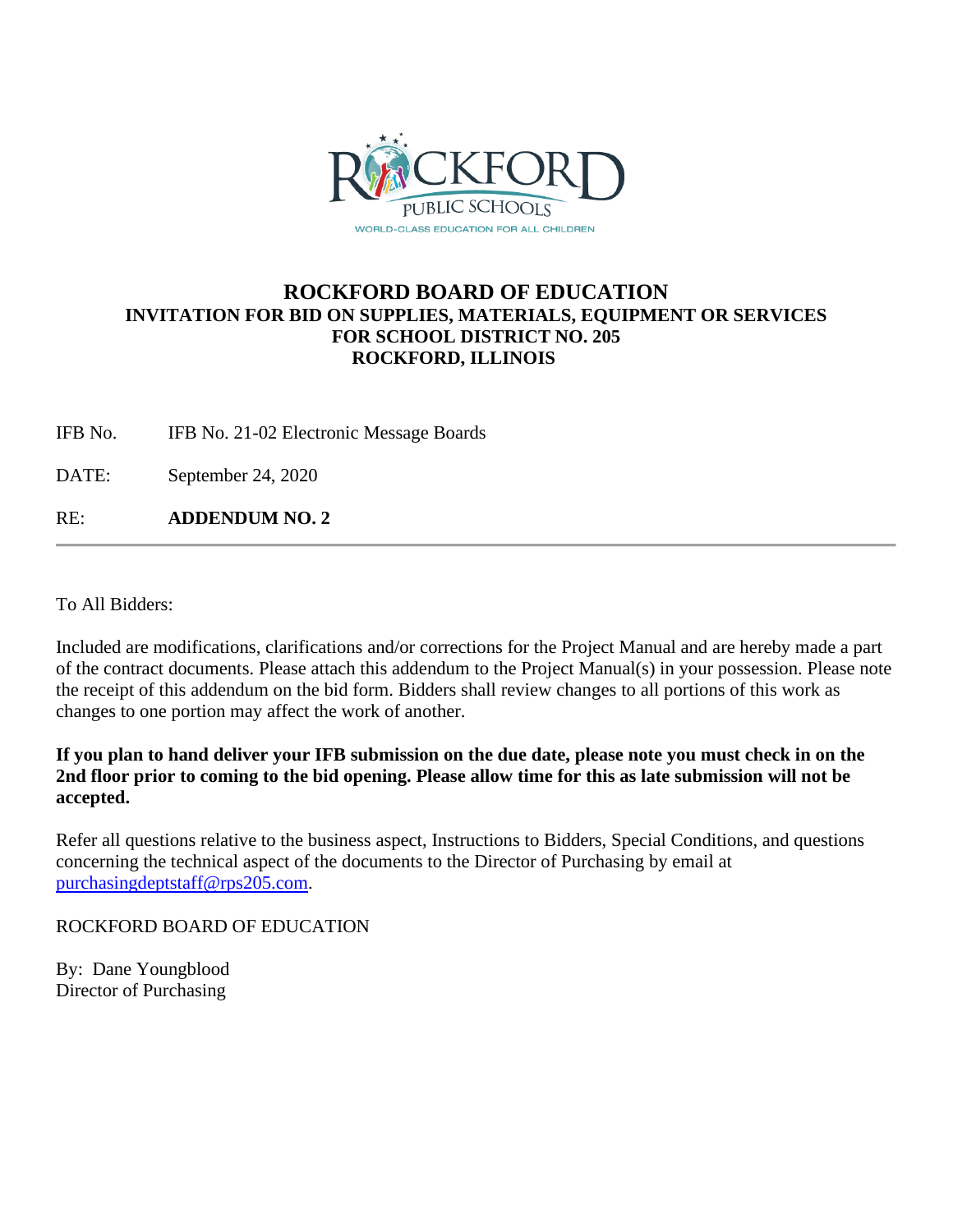# ROCKFORD BOARD OF EDUCATION

## INVITATION FOR BID ON SUPPLIES, MATERIALS, EQUIPMENT OR SERVICES FOR SCHOOL DISTRICT NO. 205 ROCKFORD, ILLINOIS

IFB No. IFB No. 21-02 Electronic Message Boards

DATE: September 24, 2020

RE: **ADDENDUM NO. 2**

---

To All Bidders:

Included are modifications, clarifications and/or corrections for the Project Manual and are hereby made a part of the contract documents. Please attach this addendum to the Project Manual(s) in your possession. Please note the receipt of this addendum on the bid form. Bidders shall review changes to all portions of this work as changes to one portion may affect the work of another.

**If you plan to hand deliver your IFB submission on the due date, please note you must check in on the 2nd floor prior to coming to the bid opening. Please allow time for this as late submission will not be accepted.**

Refer all questions relative to the business aspect, Instructions to Bidders, Special Conditions, and questions concerning the technical aspect of the documents to the Director of Purchasing by email at purchasingdeptstaff@rps205.com.

ROCKFORD BOARD OF EDUCATION

By: Dane Youngblood
Director of Purchasing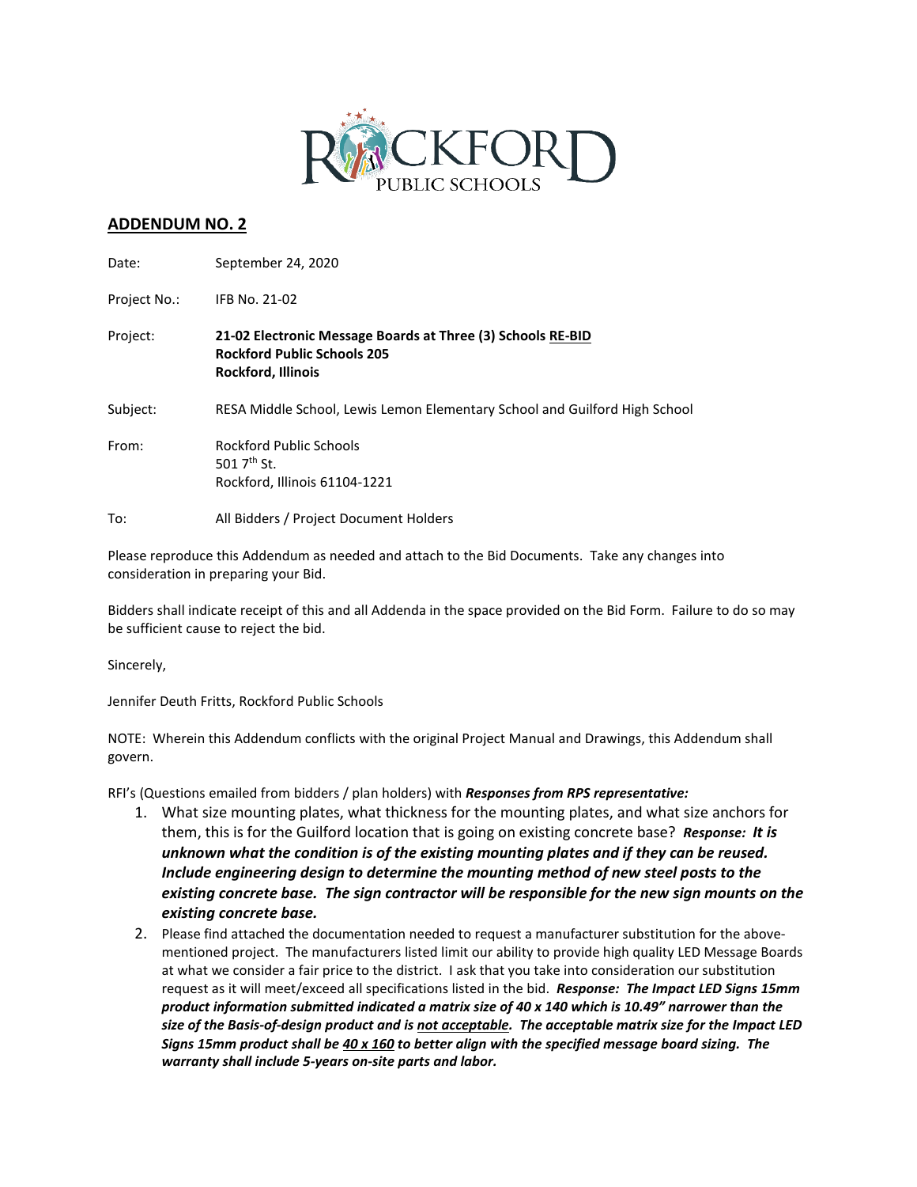ROCKFORD PUBLIC SCHOOLS

## ADDENDUM NO. 2

Date: September 24, 2020

Project No.: IFB No. 21-02

Project: **21-02 Electronic Message Boards at Three (3) Schools <u>RE-BID</u>**
**Rockford Public Schools 205**
**Rockford, Illinois**

Subject: RESA Middle School, Lewis Lemon Elementary School and Guilford High School

From: Rockford Public Schools
501 7th St.
Rockford, Illinois 61104-1221

To: All Bidders / Project Document Holders

Please reproduce this Addendum as needed and attach to the Bid Documents. Take any changes into consideration in preparing your Bid.

Bidders shall indicate receipt of this and all Addenda in the space provided on the Bid Form. Failure to do so may be sufficient cause to reject the bid.

Sincerely,

Jennifer Deuth Fritts, Rockford Public Schools

NOTE: Wherein this Addendum conflicts with the original Project Manual and Drawings, this Addendum shall govern.

RFI's (Questions emailed from bidders / plan holders) with ***Responses from RPS representative:***

1. What size mounting plates, what thickness for the mounting plates, and what size anchors for them, this is for the Guilford location that is going on existing concrete base? ***Response: It is unknown what the condition is of the existing mounting plates and if they can be reused. Include engineering design to determine the mounting method of new steel posts to the existing concrete base. The sign contractor will be responsible for the new sign mounts on the existing concrete base.***
2. Please find attached the documentation needed to request a manufacturer substitution for the above-mentioned project. The manufacturers listed limit our ability to provide high quality LED Message Boards at what we consider a fair price to the district. I ask that you take into consideration our substitution request as it will meet/exceed all specifications listed in the bid. ***Response: The Impact LED Signs 15mm product information submitted indicated a matrix size of 40 x 140 which is 10.49" narrower than the size of the Basis-of-design product and is <u>not acceptable</u>. The acceptable matrix size for the Impact LED Signs 15mm product shall be <u>40 x 160</u> to better align with the specified message board sizing. The warranty shall include 5-years on-site parts and labor.***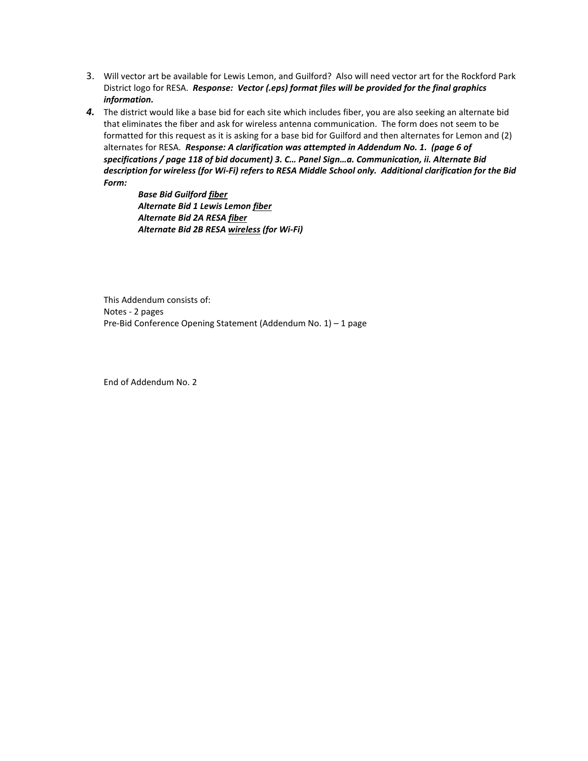3. Will vector art be available for Lewis Lemon, and Guilford? Also will need vector art for the Rockford Park District logo for RESA. ***Response: Vector (.eps) format files will be provided for the final graphics information.***

4. The district would like a base bid for each site which includes fiber, you are also seeking an alternate bid that eliminates the fiber and ask for wireless antenna communication. The form does not seem to be formatted for this request as it is asking for a base bid for Guilford and then alternates for Lemon and (2) alternates for RESA. ***Response: A clarification was attempted in Addendum No. 1. (page 6 of specifications / page 118 of bid document) 3. C… Panel Sign…a. Communication, ii. Alternate Bid description for wireless (for Wi-Fi) refers to RESA Middle School only. Additional clarification for the Bid Form:***

   ***Base Bid Guilford <u>fiber</u>***
   ***Alternate Bid 1 Lewis Lemon <u>fiber</u>***
   ***Alternate Bid 2A RESA <u>fiber</u>***
   ***Alternate Bid 2B RESA <u>wireless</u> (for Wi-Fi)***

This Addendum consists of:
Notes - 2 pages
Pre-Bid Conference Opening Statement (Addendum No. 1) – 1 page

End of Addendum No. 2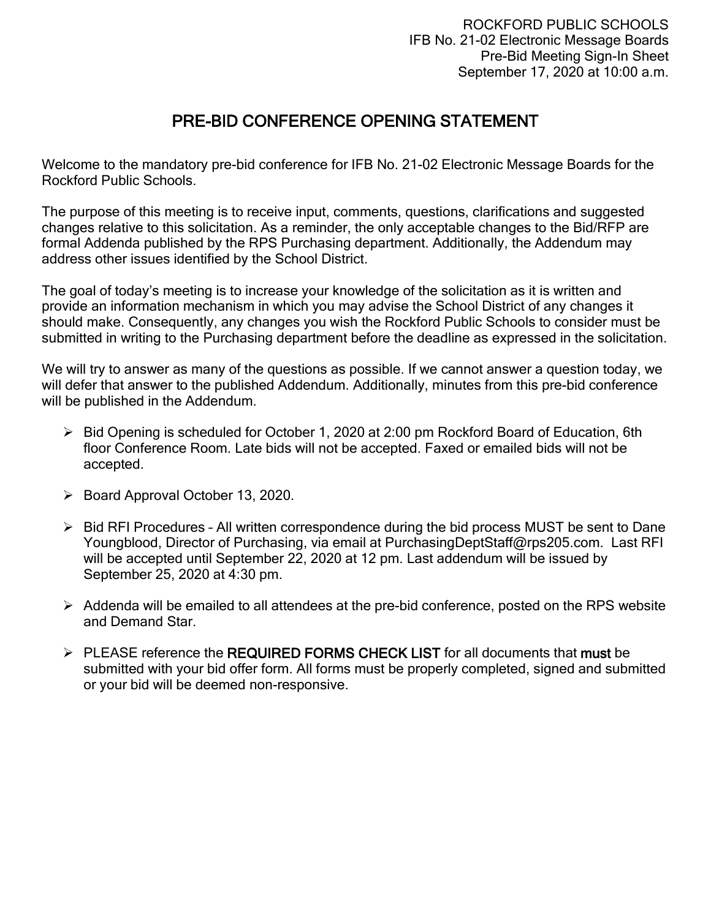ROCKFORD PUBLIC SCHOOLS
IFB No. 21-02 Electronic Message Boards
Pre-Bid Meeting Sign-In Sheet
September 17, 2020 at 10:00 a.m.

# PRE-BID CONFERENCE OPENING STATEMENT

Welcome to the mandatory pre-bid conference for IFB No. 21-02 Electronic Message Boards for the Rockford Public Schools.

The purpose of this meeting is to receive input, comments, questions, clarifications and suggested changes relative to this solicitation. As a reminder, the only acceptable changes to the Bid/RFP are formal Addenda published by the RPS Purchasing department. Additionally, the Addendum may address other issues identified by the School District.

The goal of today's meeting is to increase your knowledge of the solicitation as it is written and provide an information mechanism in which you may advise the School District of any changes it should make. Consequently, any changes you wish the Rockford Public Schools to consider must be submitted in writing to the Purchasing department before the deadline as expressed in the solicitation.

We will try to answer as many of the questions as possible. If we cannot answer a question today, we will defer that answer to the published Addendum. Additionally, minutes from this pre-bid conference will be published in the Addendum.

- Bid Opening is scheduled for October 1, 2020 at 2:00 pm Rockford Board of Education, 6th floor Conference Room. Late bids will not be accepted. Faxed or emailed bids will not be accepted.
- Board Approval October 13, 2020.
- Bid RFI Procedures – All written correspondence during the bid process MUST be sent to Dane Youngblood, Director of Purchasing, via email at PurchasingDeptStaff@rps205.com. Last RFI will be accepted until September 22, 2020 at 12 pm. Last addendum will be issued by September 25, 2020 at 4:30 pm.
- Addenda will be emailed to all attendees at the pre-bid conference, posted on the RPS website and Demand Star.
- PLEASE reference the **REQUIRED FORMS CHECK LIST** for all documents that **must** be submitted with your bid offer form. All forms must be properly completed, signed and submitted or your bid will be deemed non-responsive.